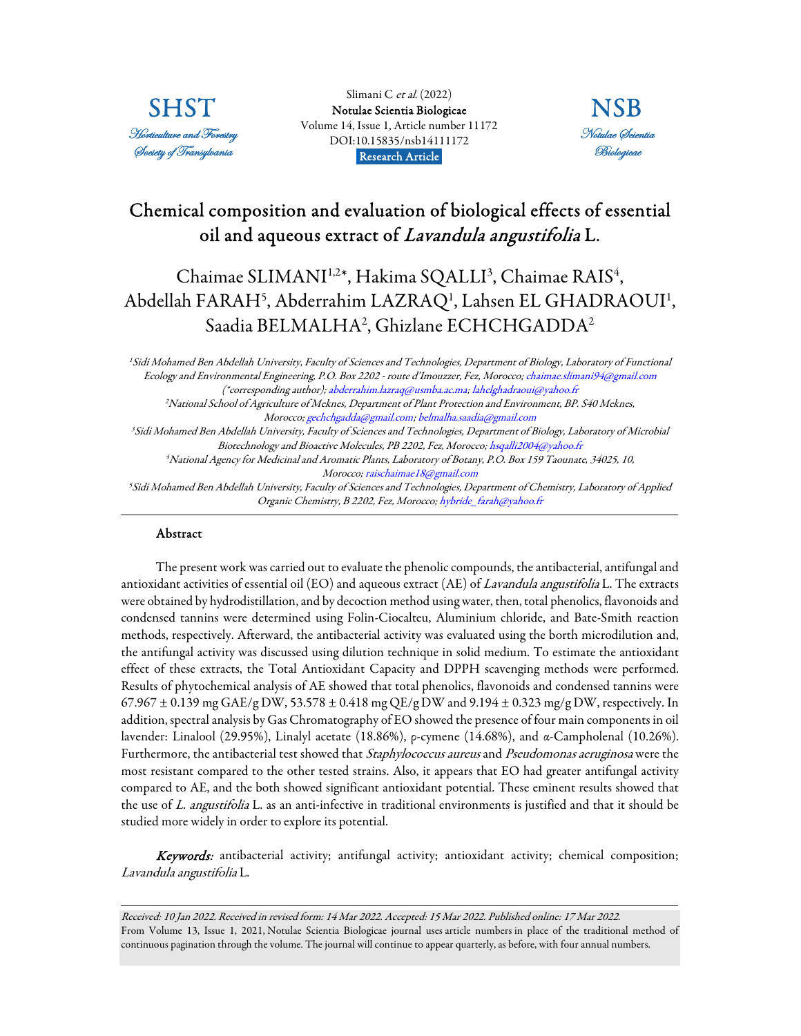# Chemical composition and evaluation of biological effects of essential oil and aqueous extract of *Lavandula angustifolia* L.

Chaimae SLIMANI[1,2*], Hakima SQALLI[3], Chaimae RAIS[4], Abdellah FARAH[5], Abderrahim LAZRAQ[1], Lahsen EL GHADRAOUI[1], Saadia BELMALHA[2], Ghizlane ECHCHGADDA[2]

*[1]Sidi Mohamed Ben Abdellah University, Faculty of Sciences and Technologies, Department of Biology, Laboratory of Functional Ecology and Environmental Engineering, P.O. Box 2202 - route d'Imouzzer, Fez, Morocco; chaimae.slimani94@gmail.com (\*corresponding author); abderrahim.lazraq@usmba.ac.ma; lahelghadraoui@yahoo.fr*

*[2]National School of Agriculture of Meknes, Department of Plant Protection and Environment, BP. S40 Meknes, Morocco; gechchgadda@gmail.com; belmalha.saadia@gmail.com*

*[3]Sidi Mohamed Ben Abdellah University, Faculty of Sciences and Technologies, Department of Biology, Laboratory of Microbial Biotechnology and Bioactive Molecules, PB 2202, Fez, Morocco; hsqalli2004@yahoo.fr*

*[4]National Agency for Medicinal and Aromatic Plants, Laboratory of Botany, P.O. Box 159 Taounate, 34025, 10, Morocco; raischaimae18@gmail.com*

*[5]Sidi Mohamed Ben Abdellah University, Faculty of Sciences and Technologies, Department of Chemistry, Laboratory of Applied Organic Chemistry, B 2202, Fez, Morocco; hybride_farah@yahoo.fr*

## Abstract

The present work was carried out to evaluate the phenolic compounds, the antibacterial, antifungal and antioxidant activities of essential oil (EO) and aqueous extract (AE) of *Lavandula angustifolia* L. The extracts were obtained by hydrodistillation, and by decoction method using water, then, total phenolics, flavonoids and condensed tannins were determined using Folin-Ciocalteu, Aluminium chloride, and Bate-Smith reaction methods, respectively. Afterward, the antibacterial activity was evaluated using the borth microdilution and, the antifungal activity was discussed using dilution technique in solid medium. To estimate the antioxidant effect of these extracts, the Total Antioxidant Capacity and DPPH scavenging methods were performed. Results of phytochemical analysis of AE showed that total phenolics, flavonoids and condensed tannins were 67.967 ± 0.139 mg GAE/g DW, 53.578 ± 0.418 mg QE/g DW and 9.194 ± 0.323 mg/g DW, respectively. In addition, spectral analysis by Gas Chromatography of EO showed the presence of four main components in oil lavender: Linalool (29.95%), Linalyl acetate (18.86%), ρ-cymene (14.68%), and α-Campholenal (10.26%). Furthermore, the antibacterial test showed that *Staphylococcus aureus* and *Pseudomonas aeruginosa* were the most resistant compared to the other tested strains. Also, it appears that EO had greater antifungal activity compared to AE, and the both showed significant antioxidant potential. These eminent results showed that the use of *L. angustifolia* L. as an anti-infective in traditional environments is justified and that it should be studied more widely in order to explore its potential.

***Keywords:*** antibacterial activity; antifungal activity; antioxidant activity; chemical composition; *Lavandula angustifolia* L.

*Received: 10 Jan 2022. Received in revised form: 14 Mar 2022. Accepted: 15 Mar 2022. Published online: 17 Mar 2022.*
From Volume 13, Issue 1, 2021, Notulae Scientia Biologicae journal uses article numbers in place of the traditional method of continuous pagination through the volume. The journal will continue to appear quarterly, as before, with four annual numbers.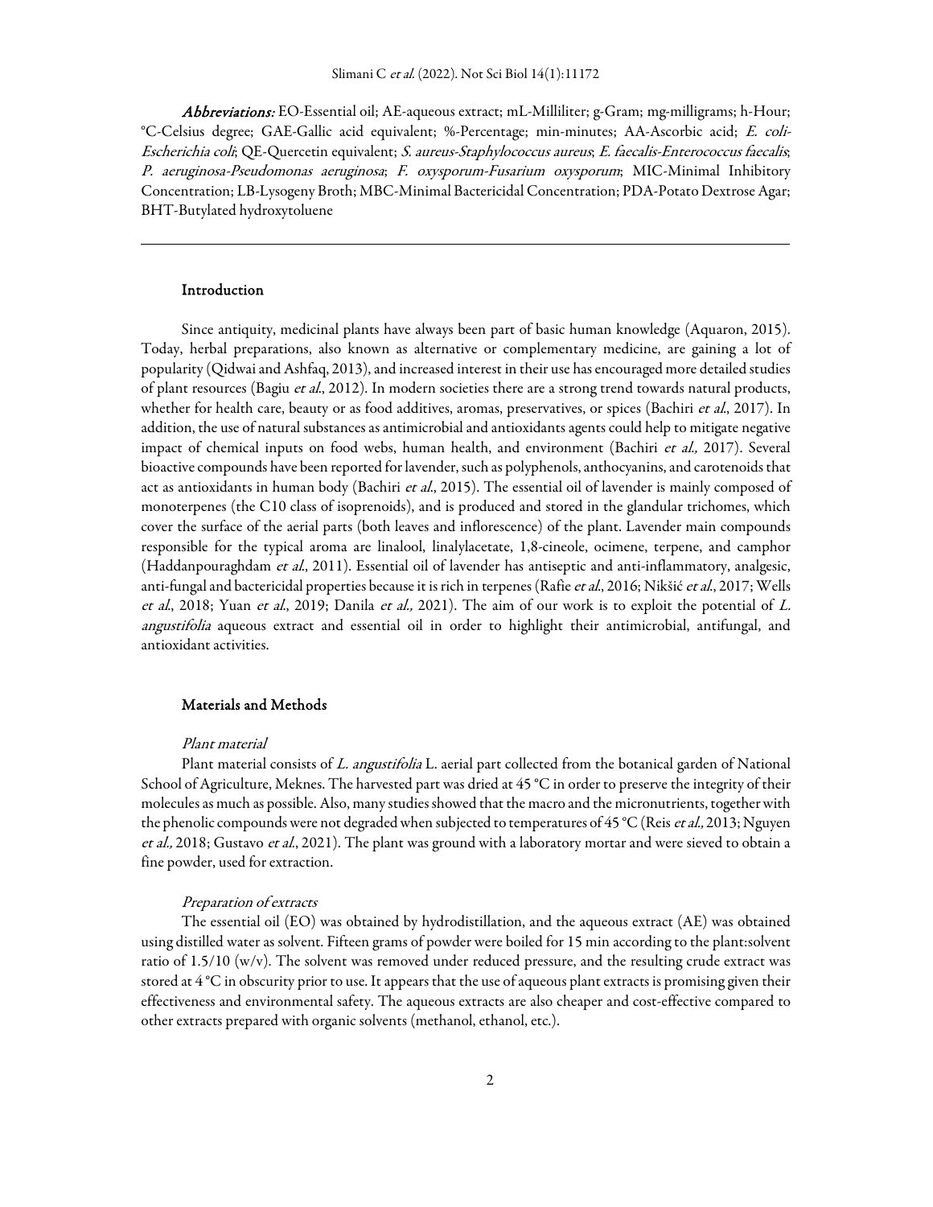***Abbreviations:*** EO-Essential oil; AE-aqueous extract; mL-Milliliter; g-Gram; mg-milligrams; h-Hour; °C-Celsius degree; GAE-Gallic acid equivalent; %-Percentage; min-minutes; AA-Ascorbic acid; *E. coli-Escherichia coli*; QE-Quercetin equivalent; *S. aureus-Staphylococcus aureus*; *E. faecalis-Enterococcus faecalis*; *P. aeruginosa-Pseudomonas aeruginosa*; *F. oxysporum-Fusarium oxysporum*; MIC-Minimal Inhibitory Concentration; LB-Lysogeny Broth; MBC-Minimal Bactericidal Concentration; PDA-Potato Dextrose Agar; BHT-Butylated hydroxytoluene

## Introduction

Since antiquity, medicinal plants have always been part of basic human knowledge (Aquaron, 2015). Today, herbal preparations, also known as alternative or complementary medicine, are gaining a lot of popularity (Qidwai and Ashfaq, 2013), and increased interest in their use has encouraged more detailed studies of plant resources (Bagiu *et al.*, 2012). In modern societies there are a strong trend towards natural products, whether for health care, beauty or as food additives, aromas, preservatives, or spices (Bachiri *et al.*, 2017). In addition, the use of natural substances as antimicrobial and antioxidants agents could help to mitigate negative impact of chemical inputs on food webs, human health, and environment (Bachiri *et al.,* 2017). Several bioactive compounds have been reported for lavender, such as polyphenols, anthocyanins, and carotenoids that act as antioxidants in human body (Bachiri *et al.*, 2015). The essential oil of lavender is mainly composed of monoterpenes (the C10 class of isoprenoids), and is produced and stored in the glandular trichomes, which cover the surface of the aerial parts (both leaves and inflorescence) of the plant. Lavender main compounds responsible for the typical aroma are linalool, linalylacetate, 1,8-cineole, ocimene, terpene, and camphor (Haddanpouraghdam *et al.*, 2011). Essential oil of lavender has antiseptic and anti-inflammatory, analgesic, anti-fungal and bactericidal properties because it is rich in terpenes (Rafie *et al.*, 2016; Nikšić *et al.*, 2017; Wells *et al.*, 2018; Yuan *et al.*, 2019; Danila *et al.,* 2021). The aim of our work is to exploit the potential of *L. angustifolia* aqueous extract and essential oil in order to highlight their antimicrobial, antifungal, and antioxidant activities.

## Materials and Methods

### *Plant material*

Plant material consists of *L. angustifolia* L. aerial part collected from the botanical garden of National School of Agriculture, Meknes. The harvested part was dried at 45 °C in order to preserve the integrity of their molecules as much as possible. Also, many studies showed that the macro and the micronutrients, together with the phenolic compounds were not degraded when subjected to temperatures of 45 °C (Reis *et al.,* 2013; Nguyen *et al.,* 2018; Gustavo *et al.*, 2021). The plant was ground with a laboratory mortar and were sieved to obtain a fine powder, used for extraction.

### *Preparation of extracts*

The essential oil (EO) was obtained by hydrodistillation, and the aqueous extract (AE) was obtained using distilled water as solvent. Fifteen grams of powder were boiled for 15 min according to the plant:solvent ratio of 1.5/10 (w/v). The solvent was removed under reduced pressure, and the resulting crude extract was stored at 4 °C in obscurity prior to use. It appears that the use of aqueous plant extracts is promising given their effectiveness and environmental safety. The aqueous extracts are also cheaper and cost-effective compared to other extracts prepared with organic solvents (methanol, ethanol, etc.).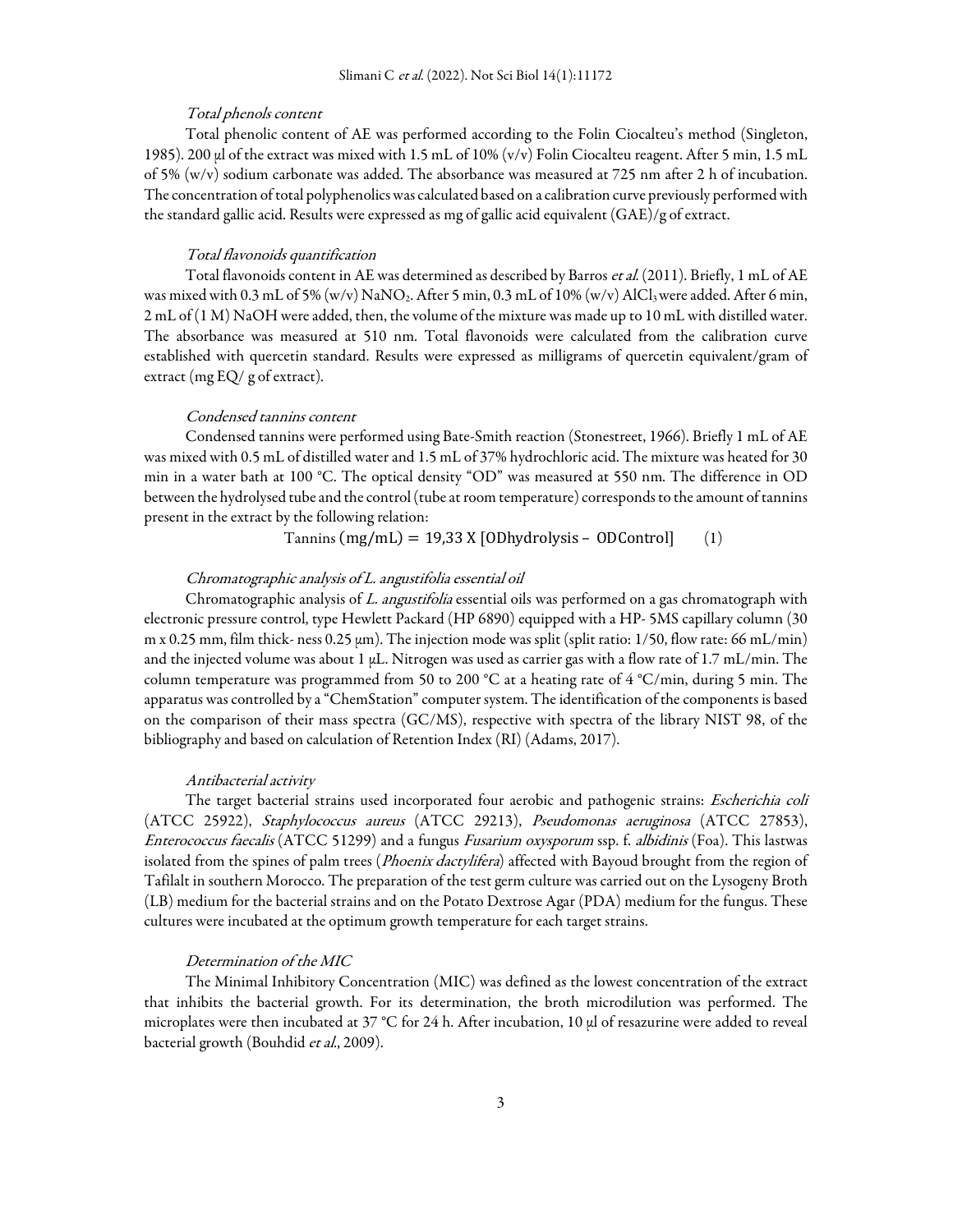### *Total phenols content*

Total phenolic content of AE was performed according to the Folin Ciocalteu's method (Singleton, 1985). 200 µl of the extract was mixed with 1.5 mL of 10% (v/v) Folin Ciocalteu reagent. After 5 min, 1.5 mL of 5% (w/v) sodium carbonate was added. The absorbance was measured at 725 nm after 2 h of incubation. The concentration of total polyphenolics was calculated based on a calibration curve previously performed with the standard gallic acid. Results were expressed as mg of gallic acid equivalent (GAE)/g of extract.

### *Total flavonoids quantification*

Total flavonoids content in AE was determined as described by Barros *et al.* (2011). Briefly, 1 mL of AE was mixed with 0.3 mL of 5% (w/v) $NaNO_2$. After 5 min, 0.3 mL of 10% (w/v) $AlCl_3$ were added. After 6 min, 2 mL of (1 M) NaOH were added, then, the volume of the mixture was made up to 10 mL with distilled water. The absorbance was measured at 510 nm. Total flavonoids were calculated from the calibration curve established with quercetin standard. Results were expressed as milligrams of quercetin equivalent/gram of extract (mg EQ/ g of extract).

### *Condensed tannins content*

Condensed tannins were performed using Bate-Smith reaction (Stonestreet, 1966). Briefly 1 mL of AE was mixed with 0.5 mL of distilled water and 1.5 mL of 37% hydrochloric acid. The mixture was heated for 30 min in a water bath at 100 °C. The optical density "OD" was measured at 550 nm. The difference in OD between the hydrolysed tube and the control (tube at room temperature) corresponds to the amount of tannins present in the extract by the following relation:

$$\text{Tannins}\,(\text{mg/mL}) = 19{,}33\ \text{X}\ [\text{ODhydrolysis} - \text{ODControl}] \qquad (1)$$

### *Chromatographic analysis of L. angustifolia essential oil*

Chromatographic analysis of *L. angustifolia* essential oils was performed on a gas chromatograph with electronic pressure control, type Hewlett Packard (HP 6890) equipped with a HP- 5MS capillary column (30 m x 0.25 mm, film thick- ness 0.25 µm). The injection mode was split (split ratio: 1/50, flow rate: 66 mL/min) and the injected volume was about 1 µL. Nitrogen was used as carrier gas with a flow rate of 1.7 mL/min. The column temperature was programmed from 50 to 200 °C at a heating rate of 4 °C/min, during 5 min. The apparatus was controlled by a "ChemStation" computer system. The identification of the components is based on the comparison of their mass spectra (GC/MS), respective with spectra of the library NIST 98, of the bibliography and based on calculation of Retention Index (RI) (Adams, 2017).

### *Antibacterial activity*

The target bacterial strains used incorporated four aerobic and pathogenic strains: *Escherichia coli* (ATCC 25922), *Staphylococcus aureus* (ATCC 29213), *Pseudomonas aeruginosa* (ATCC 27853), *Enterococcus faecalis* (ATCC 51299) and a fungus *Fusarium oxysporum* ssp. f. *albidinis* (Foa). This lastwas isolated from the spines of palm trees (*Phoenix dactylifera*) affected with Bayoud brought from the region of Tafilalt in southern Morocco. The preparation of the test germ culture was carried out on the Lysogeny Broth (LB) medium for the bacterial strains and on the Potato Dextrose Agar (PDA) medium for the fungus. These cultures were incubated at the optimum growth temperature for each target strains.

### *Determination of the MIC*

The Minimal Inhibitory Concentration (MIC) was defined as the lowest concentration of the extract that inhibits the bacterial growth. For its determination, the broth microdilution was performed. The microplates were then incubated at 37 °C for 24 h. After incubation, 10 µl of resazurine were added to reveal bacterial growth (Bouhdid *et al.*, 2009).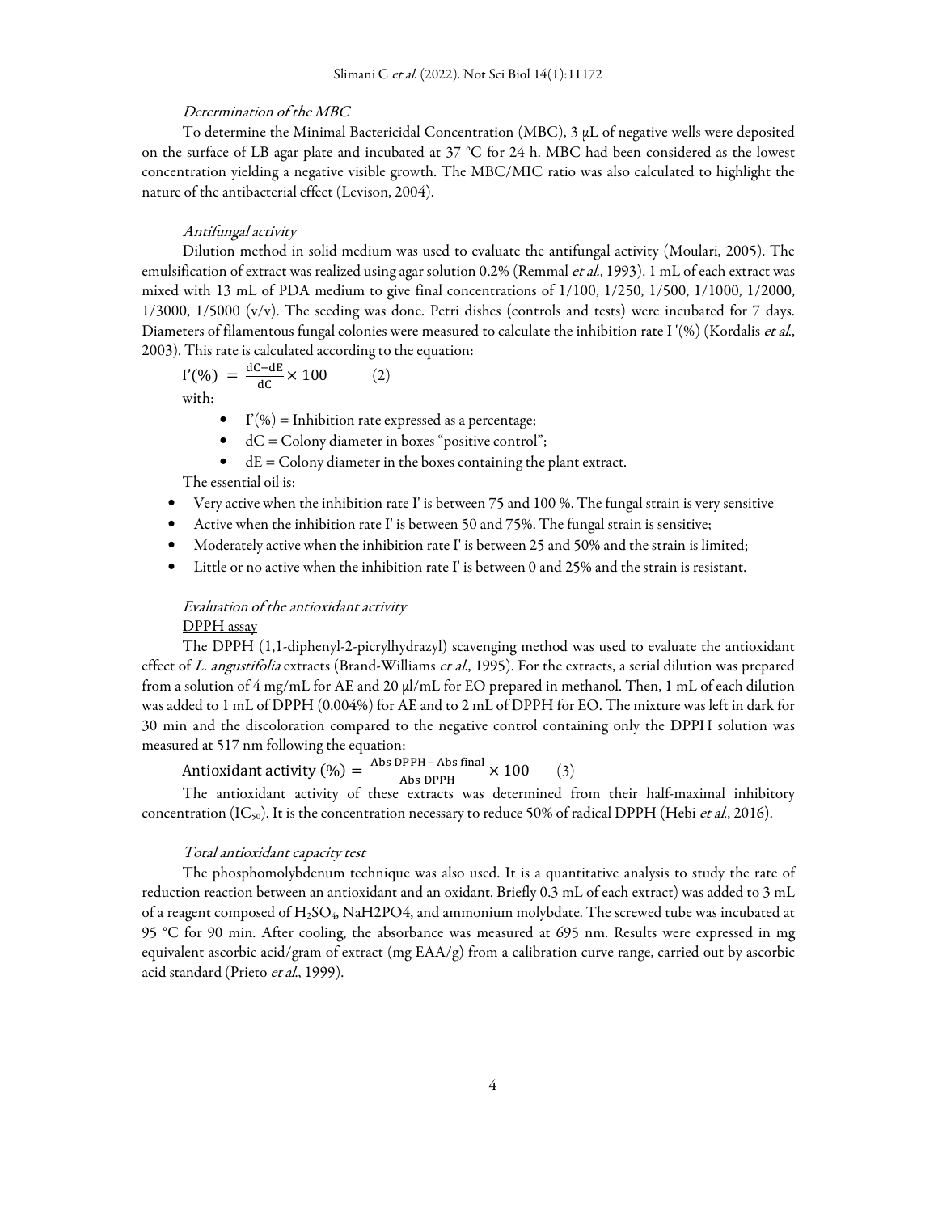### *Determination of the MBC*

To determine the Minimal Bactericidal Concentration (MBC), 3 µL of negative wells were deposited on the surface of LB agar plate and incubated at 37 °C for 24 h. MBC had been considered as the lowest concentration yielding a negative visible growth. The MBC/MIC ratio was also calculated to highlight the nature of the antibacterial effect (Levison, 2004).

### *Antifungal activity*

Dilution method in solid medium was used to evaluate the antifungal activity (Moulari, 2005). The emulsification of extract was realized using agar solution 0.2% (Remmal *et al.,* 1993). 1 mL of each extract was mixed with 13 mL of PDA medium to give final concentrations of 1/100, 1/250, 1/500, 1/1000, 1/2000, 1/3000, 1/5000 (v/v). The seeding was done. Petri dishes (controls and tests) were incubated for 7 days. Diameters of filamentous fungal colonies were measured to calculate the inhibition rate I '(%) (Kordalis *et al.*, 2003). This rate is calculated according to the equation:

$$I'(\%) = \frac{dC - dE}{dC} \times 100 \qquad (2)$$

with:

- I'(%) = Inhibition rate expressed as a percentage;
- dC = Colony diameter in boxes "positive control";
- dE = Colony diameter in the boxes containing the plant extract.

The essential oil is:

- Very active when the inhibition rate I' is between 75 and 100 %. The fungal strain is very sensitive
- Active when the inhibition rate I' is between 50 and 75%. The fungal strain is sensitive;
- Moderately active when the inhibition rate I' is between 25 and 50% and the strain is limited;
- Little or no active when the inhibition rate I' is between 0 and 25% and the strain is resistant.

### *Evaluation of the antioxidant activity*

DPPH assay

The DPPH (1,1-diphenyl-2-picrylhydrazyl) scavenging method was used to evaluate the antioxidant effect of *L. angustifolia* extracts (Brand-Williams *et al.*, 1995). For the extracts, a serial dilution was prepared from a solution of 4 mg/mL for AE and 20 µl/mL for EO prepared in methanol. Then, 1 mL of each dilution was added to 1 mL of DPPH (0.004%) for AE and to 2 mL of DPPH for EO. The mixture was left in dark for 30 min and the discoloration compared to the negative control containing only the DPPH solution was measured at 517 nm following the equation:

$$\text{Antioxidant activity } (\%) = \frac{\text{Abs DPPH} - \text{Abs final}}{\text{Abs DPPH}} \times 100 \qquad (3)$$

The antioxidant activity of these extracts was determined from their half-maximal inhibitory concentration ($IC_{50}$). It is the concentration necessary to reduce 50% of radical DPPH (Hebi *et al.*, 2016).

### *Total antioxidant capacity test*

The phosphomolybdenum technique was also used. It is a quantitative analysis to study the rate of reduction reaction between an antioxidant and an oxidant. Briefly 0.3 mL of each extract) was added to 3 mL of a reagent composed of $H_2SO_4$, NaH2PO4, and ammonium molybdate. The screwed tube was incubated at 95 °C for 90 min. After cooling, the absorbance was measured at 695 nm. Results were expressed in mg equivalent ascorbic acid/gram of extract (mg EAA/g) from a calibration curve range, carried out by ascorbic acid standard (Prieto *et al.*, 1999).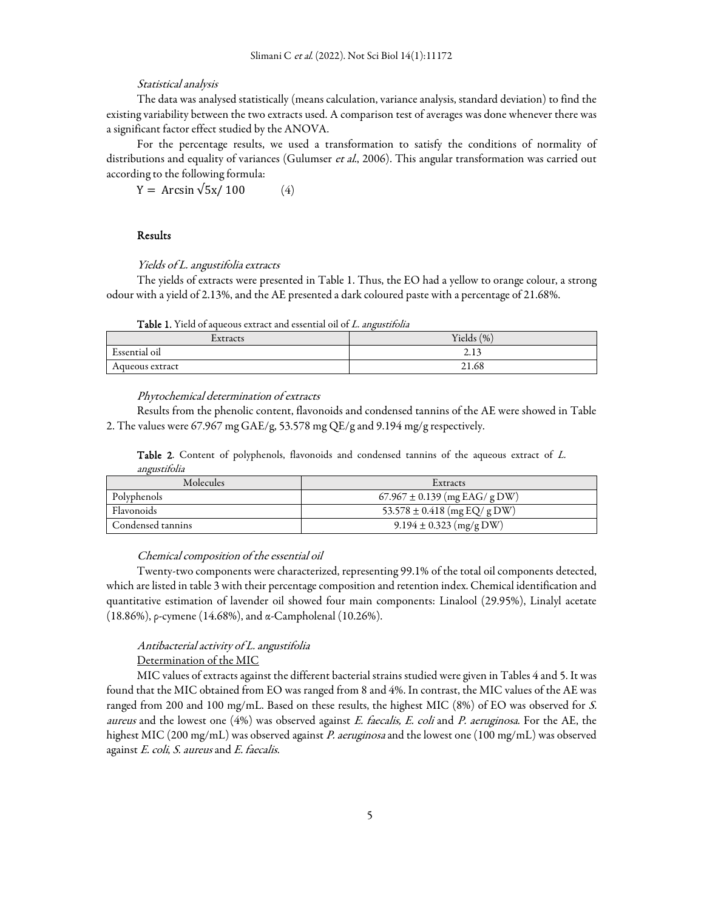*Statistical analysis*

The data was analysed statistically (means calculation, variance analysis, standard deviation) to find the existing variability between the two extracts used. A comparison test of averages was done whenever there was a significant factor effect studied by the ANOVA.

For the percentage results, we used a transformation to satisfy the conditions of normality of distributions and equality of variances (Gulumser *et al.*, 2006). This angular transformation was carried out according to the following formula:

$$Y = \text{Arcsin}\sqrt{5x}/\ 100 \qquad (4)$$

## Results

*Yields of L. angustifolia extracts*

The yields of extracts were presented in Table 1. Thus, the EO had a yellow to orange colour, a strong odour with a yield of 2.13%, and the AE presented a dark coloured paste with a percentage of 21.68%.

**Table 1.** Yield of aqueous extract and essential oil of *L. angustifolia*

| Extracts | Yields (%) |
|---|---|
| Essential oil | 2.13 |
| Aqueous extract | 21.68 |

*Phytochemical determination of extracts*

Results from the phenolic content, flavonoids and condensed tannins of the AE were showed in Table 2. The values were 67.967 mg GAE/g, 53.578 mg QE/g and 9.194 mg/g respectively.

**Table 2.** Content of polyphenols, flavonoids and condensed tannins of the aqueous extract of *L. angustifolia*

| Molecules | Extracts |
|---|---|
| Polyphenols | 67.967 ± 0.139 (mg EAG/ g DW) |
| Flavonoids | 53.578 ± 0.418 (mg EQ/ g DW) |
| Condensed tannins | 9.194 ± 0.323 (mg/g DW) |

*Chemical composition of the essential oil*

Twenty-two components were characterized, representing 99.1% of the total oil components detected, which are listed in table 3 with their percentage composition and retention index. Chemical identification and quantitative estimation of lavender oil showed four main components: Linalool (29.95%), Linalyl acetate (18.86%), ρ-cymene (14.68%), and α-Campholenal (10.26%).

*Antibacterial activity of L. angustifolia*

Determination of the MIC

MIC values of extracts against the different bacterial strains studied were given in Tables 4 and 5. It was found that the MIC obtained from EO was ranged from 8 and 4%. In contrast, the MIC values of the AE was ranged from 200 and 100 mg/mL. Based on these results, the highest MIC (8%) of EO was observed for *S. aureus* and the lowest one (4%) was observed against *E. faecalis, E. coli* and *P. aeruginosa*. For the AE, the highest MIC (200 mg/mL) was observed against *P. aeruginosa* and the lowest one (100 mg/mL) was observed against *E. coli, S. aureus* and *E. faecalis*.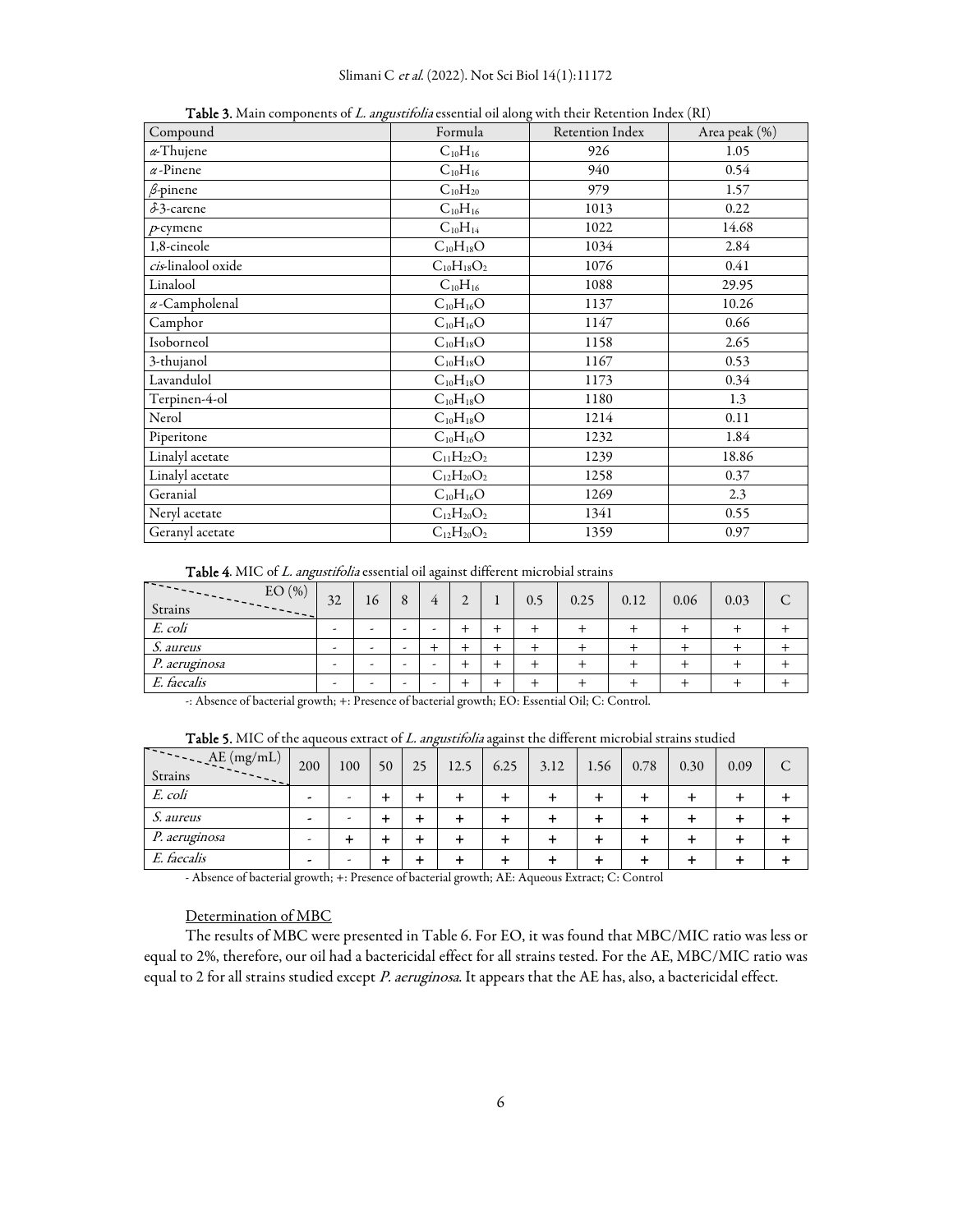**Table 3.** Main components of *L. angustifolia* essential oil along with their Retention Index (RI)

| Compound | Formula | Retention Index | Area peak (%) |
|---|---|---|---|
| *α*-Thujene | $C_{10}H_{16}$ | 926 | 1.05 |
| *α*-Pinene | $C_{10}H_{16}$ | 940 | 0.54 |
| *β*-pinene | $C_{10}H_{20}$ | 979 | 1.57 |
| *δ*-3-carene | $C_{10}H_{16}$ | 1013 | 0.22 |
| *p*-cymene | $C_{10}H_{14}$ | 1022 | 14.68 |
| 1,8-cineole | $C_{10}H_{18}O$ | 1034 | 2.84 |
| *cis*-linalool oxide | $C_{10}H_{18}O_2$ | 1076 | 0.41 |
| Linalool | $C_{10}H_{16}$ | 1088 | 29.95 |
| *α*-Campholenal | $C_{10}H_{16}O$ | 1137 | 10.26 |
| Camphor | $C_{10}H_{16}O$ | 1147 | 0.66 |
| Isoborneol | $C_{10}H_{18}O$ | 1158 | 2.65 |
| 3-thujanol | $C_{10}H_{18}O$ | 1167 | 0.53 |
| Lavandulol | $C_{10}H_{18}O$ | 1173 | 0.34 |
| Terpinen-4-ol | $C_{10}H_{18}O$ | 1180 | 1.3 |
| Nerol | $C_{10}H_{18}O$ | 1214 | 0.11 |
| Piperitone | $C_{10}H_{16}O$ | 1232 | 1.84 |
| Linalyl acetate | $C_{11}H_{22}O_2$ | 1239 | 18.86 |
| Linalyl acetate | $C_{12}H_{20}O_2$ | 1258 | 0.37 |
| Geranial | $C_{10}H_{16}O$ | 1269 | 2.3 |
| Neryl acetate | $C_{12}H_{20}O_2$ | 1341 | 0.55 |
| Geranyl acetate | $C_{12}H_{20}O_2$ | 1359 | 0.97 |

**Table 4**. MIC of *L. angustifolia* essential oil against different microbial strains

| Strains \ EO (%) | 32 | 16 | 8 | 4 | 2 | 1 | 0.5 | 0.25 | 0.12 | 0.06 | 0.03 | C |
|---|---|---|---|---|---|---|---|---|---|---|---|---|
| *E. coli* | - | - | - | - | + | + | + | + | + | + | + | + |
| *S. aureus* | - | - | - | + | + | + | + | + | + | + | + | + |
| *P. aeruginosa* | - | - | - | - | + | + | + | + | + | + | + | + |
| *E. faecalis* | - | - | - | - | + | + | + | + | + | + | + | + |

-: Absence of bacterial growth; +: Presence of bacterial growth; EO: Essential Oil; C: Control.

**Table 5.** MIC of the aqueous extract of *L. angustifolia* against the different microbial strains studied

| Strains \ AE (mg/mL) | 200 | 100 | 50 | 25 | 12.5 | 6.25 | 3.12 | 1.56 | 0.78 | 0.30 | 0.09 | C |
|---|---|---|---|---|---|---|---|---|---|---|---|---|
| *E. coli* | - | - | + | + | + | + | + | + | + | + | + | + |
| *S. aureus* | - | - | + | + | + | + | + | + | + | + | + | + |
| *P. aeruginosa* | - | + | + | + | + | + | + | + | + | + | + | + |
| *E. faecalis* | - | - | + | + | + | + | + | + | + | + | + | + |

- Absence of bacterial growth; +: Presence of bacterial growth; AE: Aqueous Extract; C: Control

<u>Determination of MBC</u>

The results of MBC were presented in Table 6. For EO, it was found that MBC/MIC ratio was less or equal to 2%, therefore, our oil had a bactericidal effect for all strains tested. For the AE, MBC/MIC ratio was equal to 2 for all strains studied except *P. aeruginosa*. It appears that the AE has, also, a bactericidal effect.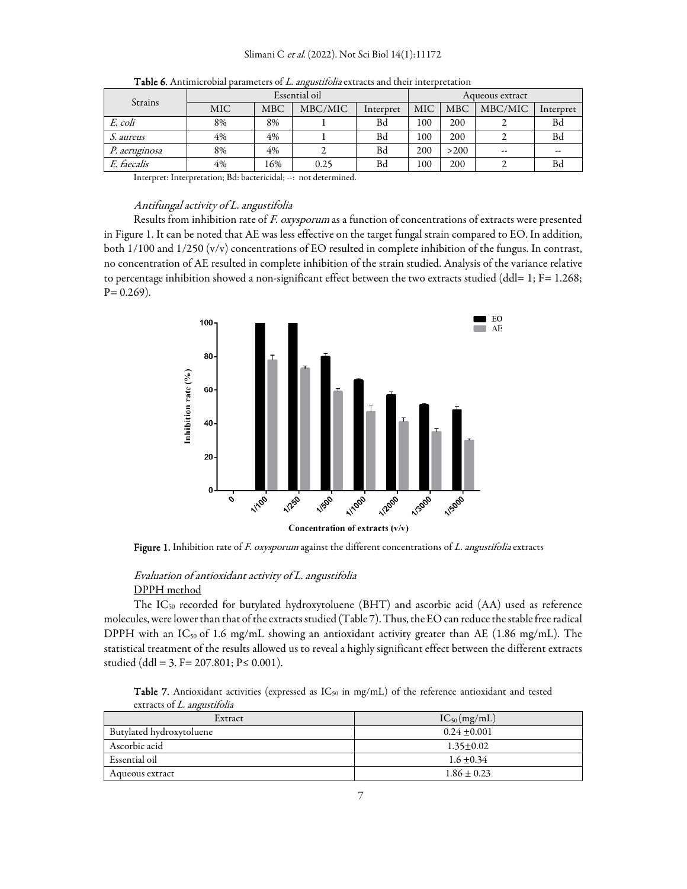**Table 6.** Antimicrobial parameters of *L. angustifolia* extracts and their interpretation

| Strains | Essential oil | | | | Aqueous extract | | | |
|---|---|---|---|---|---|---|---|---|
| | MIC | MBC | MBC/MIC | Interpret | MIC | MBC | MBC/MIC | Interpret |
| *E. coli* | 8% | 8% | 1 | Bd | 100 | 200 | 2 | Bd |
| *S. aureus* | 4% | 4% | 1 | Bd | 100 | 200 | 2 | Bd |
| *P. aeruginosa* | 8% | 4% | 2 | Bd | 200 | >200 | -- | -- |
| *E. faecalis* | 4% | 16% | 0.25 | Bd | 100 | 200 | 2 | Bd |

Interpret: Interpretation; Bd: bactericidal; --: not determined.

### *Antifungal activity of L. angustifolia*

Results from inhibition rate of *F. oxysporum* as a function of concentrations of extracts were presented in Figure 1. It can be noted that AE was less effective on the target fungal strain compared to EO. In addition, both 1/100 and 1/250 (v/v) concentrations of EO resulted in complete inhibition of the fungus. In contrast, no concentration of AE resulted in complete inhibition of the strain studied. Analysis of the variance relative to percentage inhibition showed a non-significant effect between the two extracts studied (ddl= 1; F= 1.268; P= 0.269).

**Figure 1.** Inhibition rate of *F. oxysporum* against the different concentrations of *L. angustifolia* extracts

### *Evaluation of antioxidant activity of L. angustifolia*

DPPH method

The $IC_{50}$ recorded for butylated hydroxytoluene (BHT) and ascorbic acid (AA) used as reference molecules, were lower than that of the extracts studied (Table 7). Thus, the EO can reduce the stable free radical DPPH with an $IC_{50}$ of 1.6 mg/mL showing an antioxidant activity greater than AE (1.86 mg/mL). The statistical treatment of the results allowed us to reveal a highly significant effect between the different extracts studied (ddl = 3. F= 207.801; P≤ 0.001).

**Table 7.** Antioxidant activities (expressed as $IC_{50}$ in mg/mL) of the reference antioxidant and tested extracts of *L. angustifolia*

| Extract | $IC_{50}$ (mg/mL) |
|---|---|
| Butylated hydroxytoluene | 0.24 ±0.001 |
| Ascorbic acid | 1.35±0.02 |
| Essential oil | 1.6 ±0.34 |
| Aqueous extract | 1.86 ± 0.23 |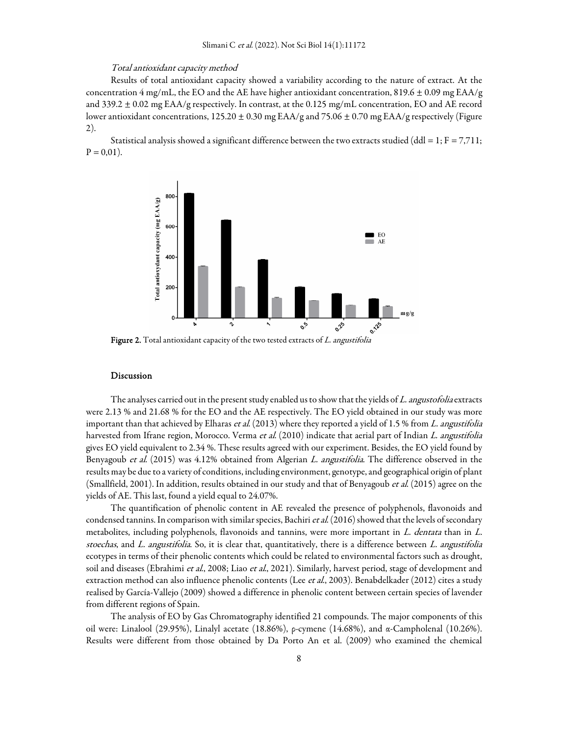### *Total antioxidant capacity method*

Results of total antioxidant capacity showed a variability according to the nature of extract. At the concentration 4 mg/mL, the EO and the AE have higher antioxidant concentration, 819.6 ± 0.09 mg EAA/g and 339.2 ± 0.02 mg EAA/g respectively. In contrast, at the 0.125 mg/mL concentration, EO and AE record lower antioxidant concentrations, 125.20 ± 0.30 mg EAA/g and 75.06 ± 0.70 mg EAA/g respectively (Figure 2).

Statistical analysis showed a significant difference between the two extracts studied (ddl = 1; F = 7,711; P = 0,01).

**Figure 2.** Total antioxidant capacity of the two tested extracts of *L. angustifolia*

## Discussion

The analyses carried out in the present study enabled us to show that the yields of *L. angustofolia* extracts were 2.13 % and 21.68 % for the EO and the AE respectively. The EO yield obtained in our study was more important than that achieved by Elharas *et al.* (2013) where they reported a yield of 1.5 % from *L. angustifolia* harvested from Ifrane region, Morocco. Verma *et al.* (2010) indicate that aerial part of Indian *L. angustifolia* gives EO yield equivalent to 2.34 %. These results agreed with our experiment. Besides, the EO yield found by Benyagoub *et al.* (2015) was 4.12% obtained from Algerian *L. angustifolia*. The difference observed in the results may be due to a variety of conditions, including environment, genotype, and geographical origin of plant (Smallfield, 2001). In addition, results obtained in our study and that of Benyagoub *et al.* (2015) agree on the yields of AE. This last, found a yield equal to 24.07%.

The quantification of phenolic content in AE revealed the presence of polyphenols, flavonoids and condensed tannins. In comparison with similar species, Bachiri *et al.* (2016) showed that the levels of secondary metabolites, including polyphenols, flavonoids and tannins, were more important in *L. dentata* than in *L. stoechas*, and *L. angustifolia*. So, it is clear that, quantitatively, there is a difference between *L. angustifolia* ecotypes in terms of their phenolic contents which could be related to environmental factors such as drought, soil and diseases (Ebrahimi *et al.*, 2008; Liao *et al.*, 2021). Similarly, harvest period, stage of development and extraction method can also influence phenolic contents (Lee *et al.*, 2003). Benabdelkader (2012) cites a study realised by García-Vallejo (2009) showed a difference in phenolic content between certain species of lavender from different regions of Spain.

The analysis of EO by Gas Chromatography identified 21 compounds. The major components of this oil were: Linalool (29.95%), Linalyl acetate (18.86%), ρ-cymene (14.68%), and α-Campholenal (10.26%). Results were different from those obtained by Da Porto An et al. (2009) who examined the chemical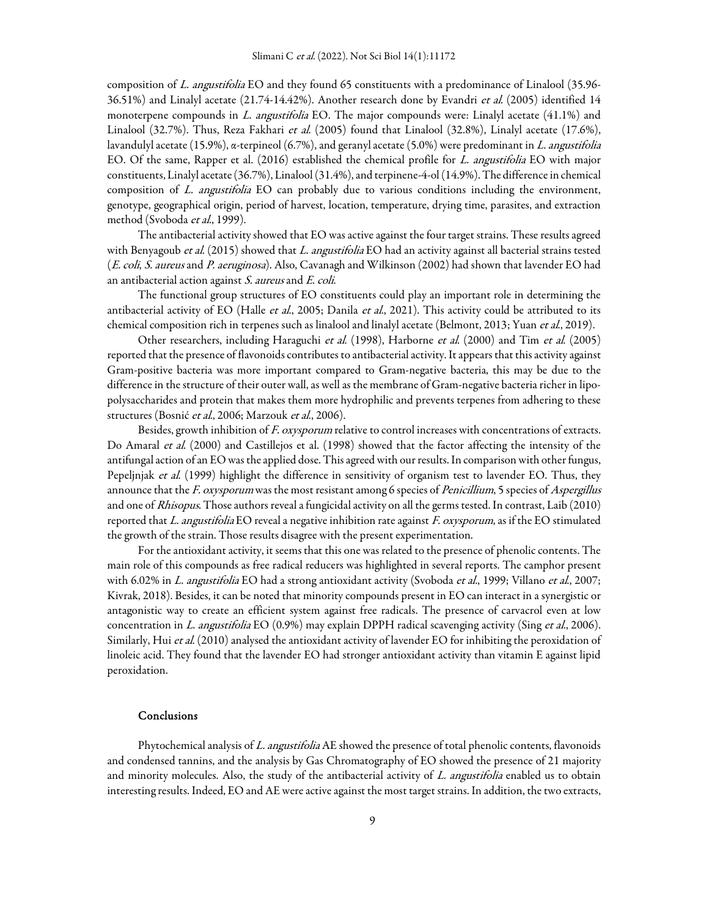composition of *L. angustifolia* EO and they found 65 constituents with a predominance of Linalool (35.96-36.51%) and Linalyl acetate (21.74-14.42%). Another research done by Evandri *et al.* (2005) identified 14 monoterpene compounds in *L. angustifolia* EO. The major compounds were: Linalyl acetate (41.1%) and Linalool (32.7%). Thus, Reza Fakhari *et al.* (2005) found that Linalool (32.8%), Linalyl acetate (17.6%), lavandulyl acetate (15.9%), α-terpineol (6.7%), and geranyl acetate (5.0%) were predominant in *L. angustifolia* EO. Of the same, Rapper et al. (2016) established the chemical profile for *L. angustifolia* EO with major constituents, Linalyl acetate (36.7%), Linalool (31.4%), and terpinene-4-ol (14.9%). The difference in chemical composition of *L. angustifolia* EO can probably due to various conditions including the environment, genotype, geographical origin, period of harvest, location, temperature, drying time, parasites, and extraction method (Svoboda *et al.*, 1999).

The antibacterial activity showed that EO was active against the four target strains. These results agreed with Benyagoub *et al.* (2015) showed that *L. angustifolia* EO had an activity against all bacterial strains tested (*E. coli*, *S. aureus* and *P. aeruginosa*). Also, Cavanagh and Wilkinson (2002) had shown that lavender EO had an antibacterial action against *S. aureus* and *E. coli*.

The functional group structures of EO constituents could play an important role in determining the antibacterial activity of EO (Halle *et al.*, 2005; Danila *et al.*, 2021). This activity could be attributed to its chemical composition rich in terpenes such as linalool and linalyl acetate (Belmont, 2013; Yuan *et al.*, 2019).

Other researchers, including Haraguchi *et al.* (1998), Harborne *et al.* (2000) and Tim *et al.* (2005) reported that the presence of flavonoids contributes to antibacterial activity. It appears that this activity against Gram-positive bacteria was more important compared to Gram-negative bacteria, this may be due to the difference in the structure of their outer wall, as well as the membrane of Gram-negative bacteria richer in lipo-polysaccharides and protein that makes them more hydrophilic and prevents terpenes from adhering to these structures (Bosnić *et al.*, 2006; Marzouk *et al.*, 2006).

Besides, growth inhibition of *F. oxysporum* relative to control increases with concentrations of extracts. Do Amaral *et al.* (2000) and Castillejos et al. (1998) showed that the factor affecting the intensity of the antifungal action of an EO was the applied dose. This agreed with our results. In comparison with other fungus, Pepeljnjak *et al.* (1999) highlight the difference in sensitivity of organism test to lavender EO. Thus, they announce that the *F. oxysporum* was the most resistant among 6 species of *Penicillium*, 5 species of *Aspergillus* and one of *Rhisopus*. Those authors reveal a fungicidal activity on all the germs tested. In contrast, Laib (2010) reported that *L. angustifolia* EO reveal a negative inhibition rate against *F. oxysporum*, as if the EO stimulated the growth of the strain. Those results disagree with the present experimentation.

For the antioxidant activity, it seems that this one was related to the presence of phenolic contents. The main role of this compounds as free radical reducers was highlighted in several reports. The camphor present with 6.02% in *L. angustifolia* EO had a strong antioxidant activity (Svoboda *et al.*, 1999; Villano *et al.*, 2007; Kivrak, 2018). Besides, it can be noted that minority compounds present in EO can interact in a synergistic or antagonistic way to create an efficient system against free radicals. The presence of carvacrol even at low concentration in *L. angustifolia* EO (0.9%) may explain DPPH radical scavenging activity (Sing *et al.*, 2006). Similarly, Hui *et al.* (2010) analysed the antioxidant activity of lavender EO for inhibiting the peroxidation of linoleic acid. They found that the lavender EO had stronger antioxidant activity than vitamin E against lipid peroxidation.

## Conclusions

Phytochemical analysis of *L. angustifolia* AE showed the presence of total phenolic contents, flavonoids and condensed tannins, and the analysis by Gas Chromatography of EO showed the presence of 21 majority and minority molecules. Also, the study of the antibacterial activity of *L. angustifolia* enabled us to obtain interesting results. Indeed, EO and AE were active against the most target strains. In addition, the two extracts,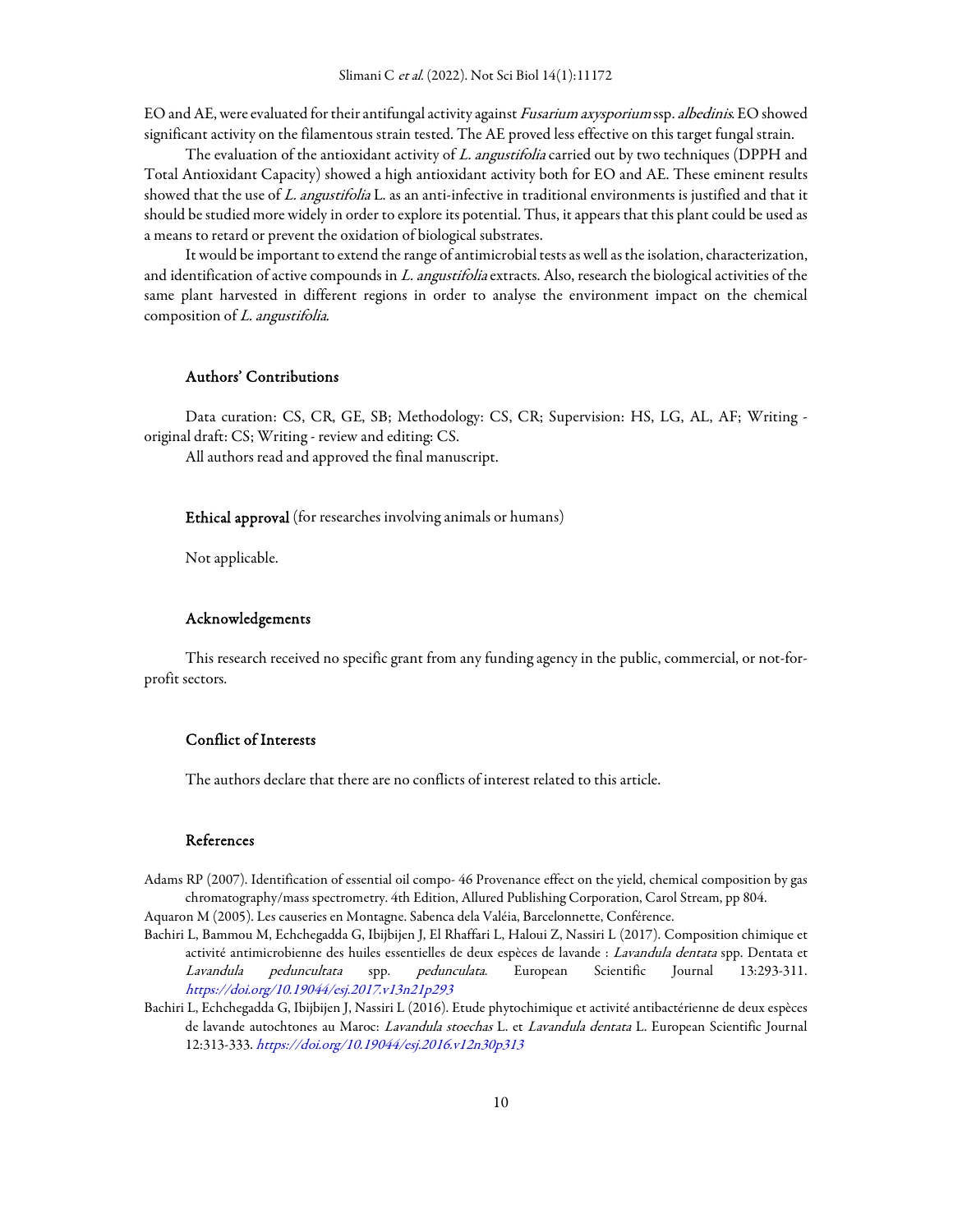EO and AE, were evaluated for their antifungal activity against *Fusarium axysporium* ssp. *albedinis*. EO showed significant activity on the filamentous strain tested. The AE proved less effective on this target fungal strain.

The evaluation of the antioxidant activity of *L. angustifolia* carried out by two techniques (DPPH and Total Antioxidant Capacity) showed a high antioxidant activity both for EO and AE. These eminent results showed that the use of *L. angustifolia* L. as an anti-infective in traditional environments is justified and that it should be studied more widely in order to explore its potential. Thus, it appears that this plant could be used as a means to retard or prevent the oxidation of biological substrates.

It would be important to extend the range of antimicrobial tests as well as the isolation, characterization, and identification of active compounds in *L. angustifolia* extracts. Also, research the biological activities of the same plant harvested in different regions in order to analyse the environment impact on the chemical composition of *L. angustifolia*.

## Authors' Contributions

Data curation: CS, CR, GE, SB; Methodology: CS, CR; Supervision: HS, LG, AL, AF; Writing - original draft: CS; Writing - review and editing: CS.

All authors read and approved the final manuscript.

## Ethical approval (for researches involving animals or humans)

Not applicable.

## Acknowledgements

This research received no specific grant from any funding agency in the public, commercial, or not-for-profit sectors.

## Conflict of Interests

The authors declare that there are no conflicts of interest related to this article.

## References

Adams RP (2007). Identification of essential oil compo- 46 Provenance effect on the yield, chemical composition by gas chromatography/mass spectrometry. 4th Edition, Allured Publishing Corporation, Carol Stream, pp 804.

Aquaron M (2005). Les causeries en Montagne. Sabenca dela Valéia, Barcelonnette, Conférence.

Bachiri L, Bammou M, Echchegadda G, Ibijbijen J, El Rhaffari L, Haloui Z, Nassiri L (2017). Composition chimique et activité antimicrobienne des huiles essentielles de deux espèces de lavande : *Lavandula dentata* spp. Dentata et *Lavandula peduncultata* spp. *pedunculata*. European Scientific Journal 13:293-311. https://doi.org/10.19044/esj.2017.v13n21p293

Bachiri L, Echchegadda G, Ibijbijen J, Nassiri L (2016). Etude phytochimique et activité antibactérienne de deux espèces de lavande autochtones au Maroc: *Lavandula stoechas* L. et *Lavandula dentata* L. European Scientific Journal 12:313-333. https://doi.org/10.19044/esj.2016.v12n30p313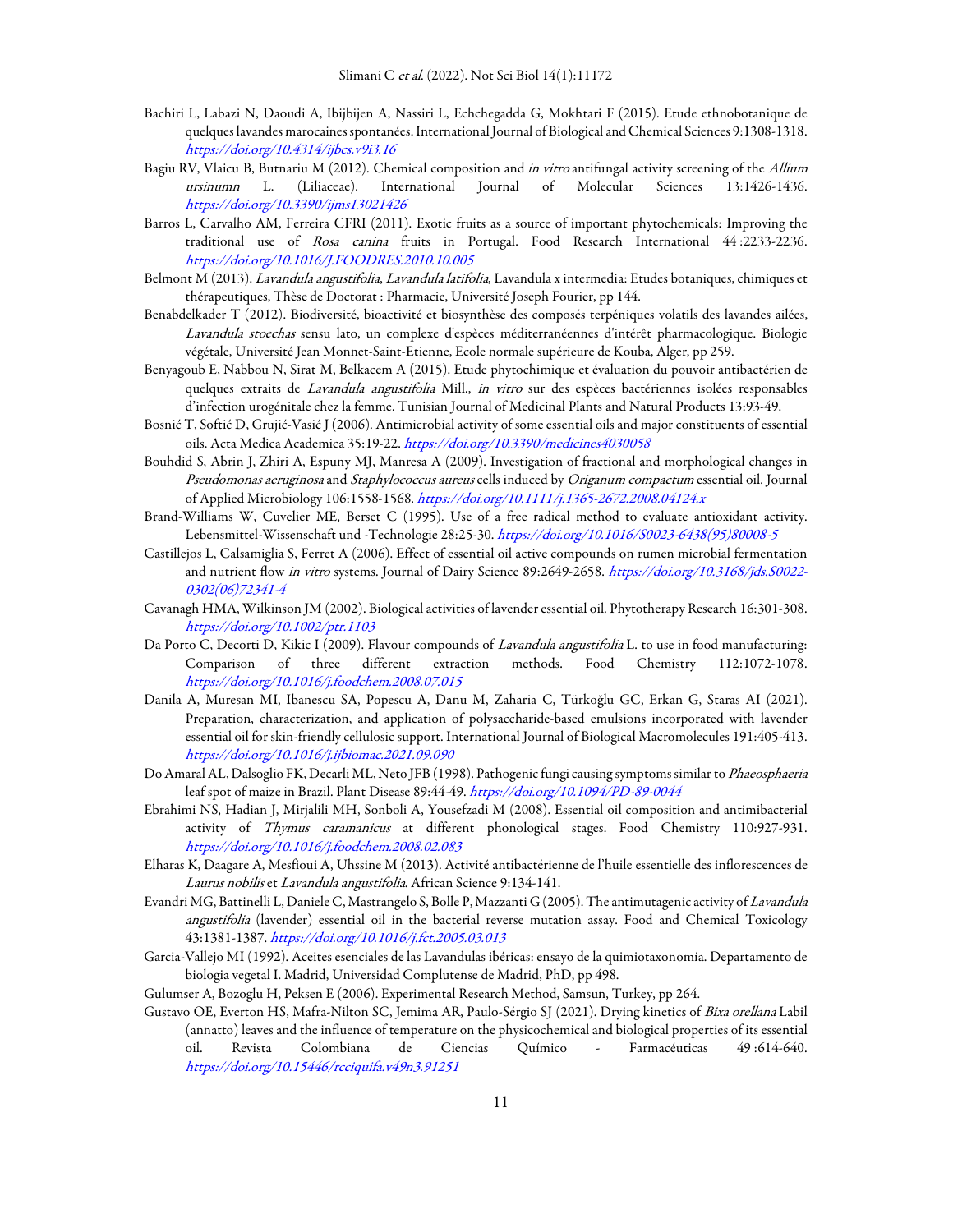Bachiri L, Labazi N, Daoudi A, Ibijbijen A, Nassiri L, Echchegadda G, Mokhtari F (2015). Etude ethnobotanique de quelques lavandes marocaines spontanées. International Journal of Biological and Chemical Sciences 9:1308-1318. *https://doi.org/10.4314/ijbcs.v9i3.16*

Bagiu RV, Vlaicu B, Butnariu M (2012). Chemical composition and *in vitro* antifungal activity screening of the *Allium ursinumn* L. (Liliaceae). International Journal of Molecular Sciences 13:1426-1436. *https://doi.org/10.3390/ijms13021426*

Barros L, Carvalho AM, Ferreira CFRI (2011). Exotic fruits as a source of important phytochemicals: Improving the traditional use of *Rosa canina* fruits in Portugal. Food Research International 44 :2233-2236. *https://doi.org/10.1016/J.FOODRES.2010.10.005*

Belmont M (2013). *Lavandula angustifolia*, *Lavandula latifolia*, Lavandula x intermedia: Etudes botaniques, chimiques et thérapeutiques, Thèse de Doctorat : Pharmacie, Université Joseph Fourier, pp 144.

Benabdelkader T (2012). Biodiversité, bioactivité et biosynthèse des composés terpéniques volatils des lavandes ailées, *Lavandula stoechas* sensu lato, un complexe d'espèces méditerranéennes d'intérêt pharmacologique. Biologie végétale, Université Jean Monnet-Saint-Etienne, Ecole normale supérieure de Kouba, Alger, pp 259.

Benyagoub E, Nabbou N, Sirat M, Belkacem A (2015). Etude phytochimique et évaluation du pouvoir antibactérien de quelques extraits de *Lavandula angustifolia* Mill., *in vitro* sur des espèces bactériennes isolées responsables d'infection urogénitale chez la femme. Tunisian Journal of Medicinal Plants and Natural Products 13:93-49.

Bosnić T, Softić D, Grujić-Vasić J (2006). Antimicrobial activity of some essential oils and major constituents of essential oils. Acta Medica Academica 35:19-22. *https://doi.org/10.3390/medicines4030058*

Bouhdid S, Abrin J, Zhiri A, Espuny MJ, Manresa A (2009). Investigation of fractional and morphological changes in *Pseudomonas aeruginosa* and *Staphylococcus aureus* cells induced by *Origanum compactum* essential oil. Journal of Applied Microbiology 106:1558-1568. *https://doi.org/10.1111/j.1365-2672.2008.04124.x*

Brand-Williams W, Cuvelier ME, Berset C (1995). Use of a free radical method to evaluate antioxidant activity. Lebensmittel-Wissenschaft und -Technologie 28:25-30. *https://doi.org/10.1016/S0023-6438(95)80008-5*

Castillejos L, Calsamiglia S, Ferret A (2006). Effect of essential oil active compounds on rumen microbial fermentation and nutrient flow *in vitro* systems. Journal of Dairy Science 89:2649-2658. *https://doi.org/10.3168/jds.S0022-0302(06)72341-4*

Cavanagh HMA, Wilkinson JM (2002). Biological activities of lavender essential oil. Phytotherapy Research 16:301-308. *https://doi.org/10.1002/ptr.1103*

Da Porto C, Decorti D, Kikic I (2009). Flavour compounds of *Lavandula angustifolia* L. to use in food manufacturing: Comparison of three different extraction methods. Food Chemistry 112:1072-1078. *https://doi.org/10.1016/j.foodchem.2008.07.015*

Danila A, Muresan MI, Ibanescu SA, Popescu A, Danu M, Zaharia C, Türkoğlu GC, Erkan G, Staras AI (2021). Preparation, characterization, and application of polysaccharide-based emulsions incorporated with lavender essential oil for skin-friendly cellulosic support. International Journal of Biological Macromolecules 191:405-413. *https://doi.org/10.1016/j.ijbiomac.2021.09.090*

Do Amaral AL, Dalsoglio FK, Decarli ML, Neto JFB (1998). Pathogenic fungi causing symptoms similar to *Phaeosphaeria* leaf spot of maize in Brazil. Plant Disease 89:44-49. *https://doi.org/10.1094/PD-89-0044*

Ebrahimi NS, Hadian J, Mirjalili MH, Sonboli A, Yousefzadi M (2008). Essential oil composition and antimibacterial activity of *Thymus caramanicus* at different phonological stages. Food Chemistry 110:927-931. *https://doi.org/10.1016/j.foodchem.2008.02.083*

Elharas K, Daagare A, Mesfioui A, Uhssine M (2013). Activité antibactérienne de l'huile essentielle des inflorescences de *Laurus nobilis* et *Lavandula angustifolia*. African Science 9:134-141.

Evandri MG, Battinelli L, Daniele C, Mastrangelo S, Bolle P, Mazzanti G (2005). The antimutagenic activity of *Lavandula angustifolia* (lavender) essential oil in the bacterial reverse mutation assay. Food and Chemical Toxicology 43:1381-1387. *https://doi.org/10.1016/j.fct.2005.03.013*

Garcia-Vallejo MI (1992). Aceites esenciales de las Lavandulas ibéricas: ensayo de la quimiotaxonomía. Departamento de biologia vegetal I. Madrid, Universidad Complutense de Madrid, PhD, pp 498.

Gulumser A, Bozoglu H, Peksen E (2006). Experimental Research Method, Samsun, Turkey, pp 264.

Gustavo OE, Everton HS, Mafra-Nilton SC, Jemima AR, Paulo-Sérgio SJ (2021). Drying kinetics of *Bixa orellana* Labil (annatto) leaves and the influence of temperature on the physicochemical and biological properties of its essential oil. Revista Colombiana de Ciencias Químico - Farmacéuticas 49 :614-640. *https://doi.org/10.15446/rcciquifa.v49n3.91251*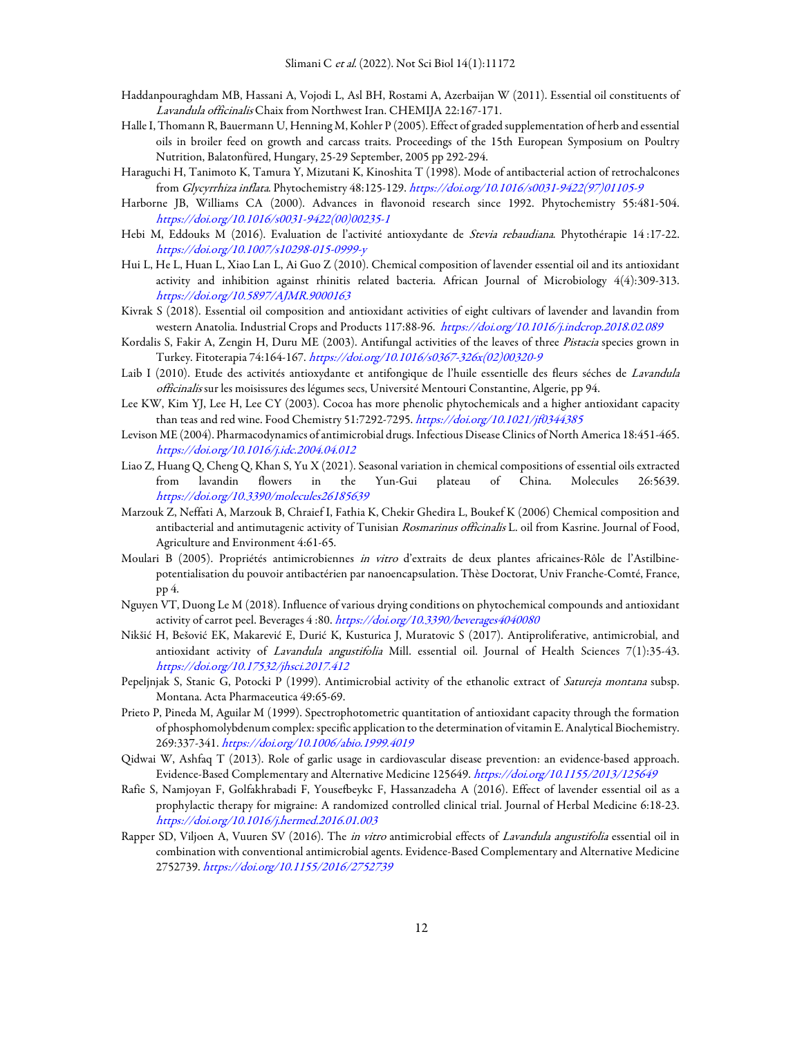Haddanpouraghdam MB, Hassani A, Vojodi L, Asl BH, Rostami A, Azerbaijan W (2011). Essential oil constituents of *Lavandula officinalis* Chaix from Northwest Iran. CHEMIJA 22:167-171.

Halle I, Thomann R, Bauermann U, Henning M, Kohler P (2005). Effect of graded supplementation of herb and essential oils in broiler feed on growth and carcass traits. Proceedings of the 15th European Symposium on Poultry Nutrition, Balatonfüred, Hungary, 25-29 September, 2005 pp 292-294.

Haraguchi H, Tanimoto K, Tamura Y, Mizutani K, Kinoshita T (1998). Mode of antibacterial action of retrochalcones from *Glycyrrhiza inflata*. Phytochemistry 48:125-129. https://doi.org/10.1016/s0031-9422(97)01105-9

Harborne JB, Williams CA (2000). Advances in flavonoid research since 1992. Phytochemistry 55:481-504. https://doi.org/10.1016/s0031-9422(00)00235-1

Hebi M, Eddouks M (2016). Evaluation de l'activité antioxydante de *Stevia rebaudiana*. Phytothérapie 14 :17-22. https://doi.org/10.1007/s10298-015-0999-y

Hui L, He L, Huan L, Xiao Lan L, Ai Guo Z (2010). Chemical composition of lavender essential oil and its antioxidant activity and inhibition against rhinitis related bacteria. African Journal of Microbiology 4(4):309-313. https://doi.org/10.5897/AJMR.9000163

Kivrak S (2018). Essential oil composition and antioxidant activities of eight cultivars of lavender and lavandin from western Anatolia. Industrial Crops and Products 117:88-96. https://doi.org/10.1016/j.indcrop.2018.02.089

Kordalis S, Fakir A, Zengin H, Duru ME (2003). Antifungal activities of the leaves of three *Pistacia* species grown in Turkey. Fitoterapia 74:164-167. https://doi.org/10.1016/s0367-326x(02)00320-9

Laib I (2010). Etude des activités antioxydante et antifongique de l'huile essentielle des fleurs séches de *Lavandula officinalis* sur les moisissures des légumes secs, Université Mentouri Constantine, Algerie, pp 94.

Lee KW, Kim YJ, Lee H, Lee CY (2003). Cocoa has more phenolic phytochemicals and a higher antioxidant capacity than teas and red wine. Food Chemistry 51:7292-7295. https://doi.org/10.1021/jf0344385

Levison ME (2004). Pharmacodynamics of antimicrobial drugs. Infectious Disease Clinics of North America 18:451-465. https://doi.org/10.1016/j.idc.2004.04.012

Liao Z, Huang Q, Cheng Q, Khan S, Yu X (2021). Seasonal variation in chemical compositions of essential oils extracted from lavandin flowers in the Yun-Gui plateau of China. Molecules 26:5639. https://doi.org/10.3390/molecules26185639

Marzouk Z, Neffati A, Marzouk B, Chraief I, Fathia K, Chekir Ghedira L, Boukef K (2006) Chemical composition and antibacterial and antimutagenic activity of Tunisian *Rosmarinus officinalis* L. oil from Kasrine. Journal of Food, Agriculture and Environment 4:61-65.

Moulari B (2005). Propriétés antimicrobiennes *in vitro* d'extraits de deux plantes africaines-Rôle de l'Astilbine-potentialisation du pouvoir antibactérien par nanoencapsulation. Thèse Doctorat, Univ Franche-Comté, France, pp 4.

Nguyen VT, Duong Le M (2018). Influence of various drying conditions on phytochemical compounds and antioxidant activity of carrot peel. Beverages 4 :80. https://doi.org/10.3390/beverages4040080

Nikšić H, Bešović EK, Makarević E, Durić K, Kusturica J, Muratovic S (2017). Antiproliferative, antimicrobial, and antioxidant activity of *Lavandula angustifolia* Mill. essential oil. Journal of Health Sciences 7(1):35-43. https://doi.org/10.17532/jhsci.2017.412

Pepeljnjak S, Stanic G, Potocki P (1999). Antimicrobial activity of the ethanolic extract of *Satureja montana* subsp. Montana. Acta Pharmaceutica 49:65-69.

Prieto P, Pineda M, Aguilar M (1999). Spectrophotometric quantitation of antioxidant capacity through the formation of phosphomolybdenum complex: specific application to the determination of vitamin E. Analytical Biochemistry. 269:337-341. https://doi.org/10.1006/abio.1999.4019

Qidwai W, Ashfaq T (2013). Role of garlic usage in cardiovascular disease prevention: an evidence-based approach. Evidence-Based Complementary and Alternative Medicine 125649. https://doi.org/10.1155/2013/125649

Rafie S, Namjoyan F, Golfakhrabadi F, Yousefbeykc F, Hassanzadeha A (2016). Effect of lavender essential oil as a prophylactic therapy for migraine: A randomized controlled clinical trial. Journal of Herbal Medicine 6:18-23. https://doi.org/10.1016/j.hermed.2016.01.003

Rapper SD, Viljoen A, Vuuren SV (2016). The *in vitro* antimicrobial effects of *Lavandula angustifolia* essential oil in combination with conventional antimicrobial agents. Evidence-Based Complementary and Alternative Medicine 2752739. https://doi.org/10.1155/2016/2752739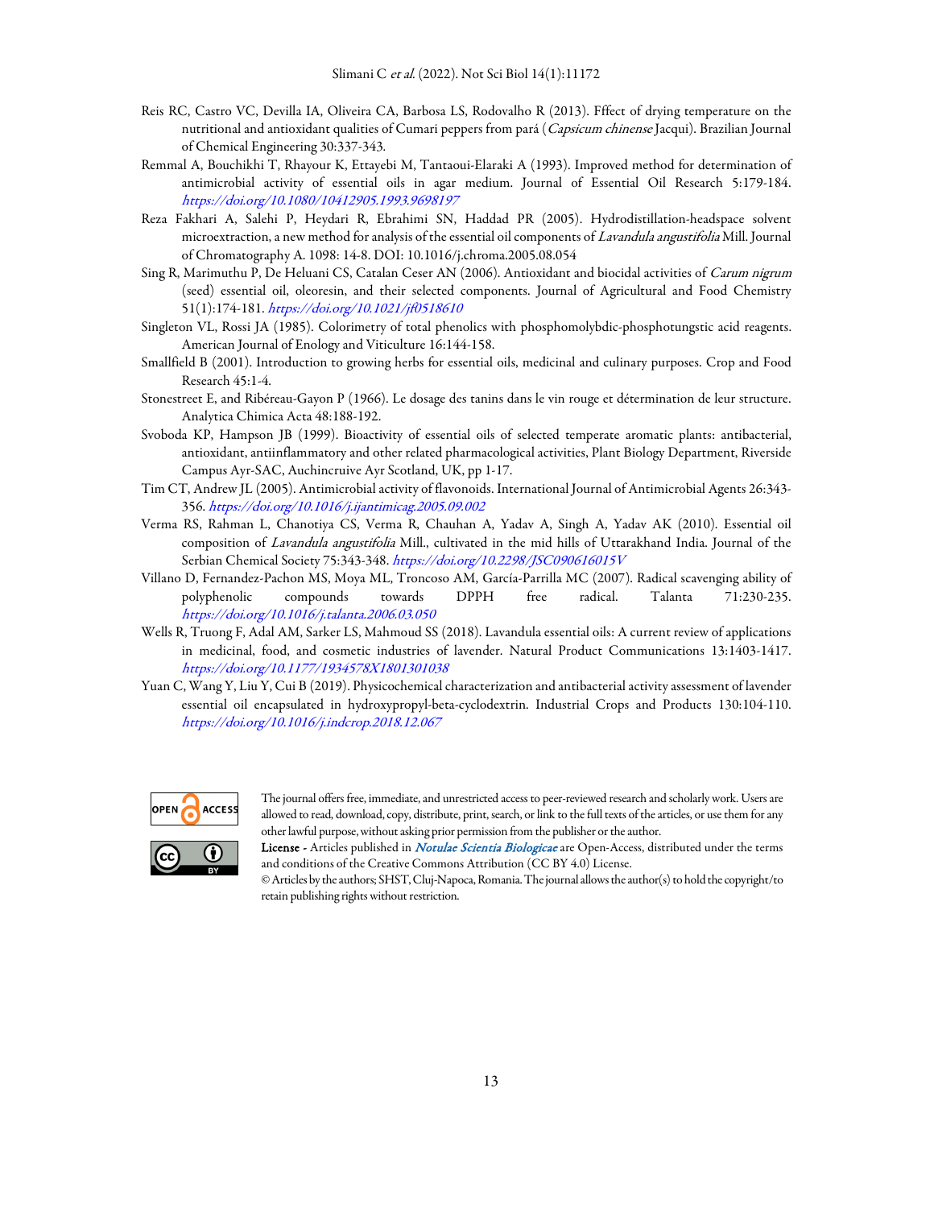Reis RC, Castro VC, Devilla IA, Oliveira CA, Barbosa LS, Rodovalho R (2013). Fffect of drying temperature on the nutritional and antioxidant qualities of Cumari peppers from pará (*Capsicum chinense* Jacqui). Brazilian Journal of Chemical Engineering 30:337-343.

Remmal A, Bouchikhi T, Rhayour K, Ettayebi M, Tantaoui-Elaraki A (1993). Improved method for determination of antimicrobial activity of essential oils in agar medium. Journal of Essential Oil Research 5:179-184. *https://doi.org/10.1080/10412905.1993.9698197*

Reza Fakhari A, Salehi P, Heydari R, Ebrahimi SN, Haddad PR (2005). Hydrodistillation-headspace solvent microextraction, a new method for analysis of the essential oil components of *Lavandula angustifolia* Mill. Journal of Chromatography A. 1098: 14-8. DOI: 10.1016/j.chroma.2005.08.054

Sing R, Marimuthu P, De Heluani CS, Catalan Ceser AN (2006). Antioxidant and biocidal activities of *Carum nigrum* (seed) essential oil, oleoresin, and their selected components. Journal of Agricultural and Food Chemistry 51(1):174-181. *https://doi.org/10.1021/jf0518610*

Singleton VL, Rossi JA (1985). Colorimetry of total phenolics with phosphomolybdic-phosphotungstic acid reagents. American Journal of Enology and Viticulture 16:144-158.

Smallfield B (2001). Introduction to growing herbs for essential oils, medicinal and culinary purposes. Crop and Food Research 45:1-4.

Stonestreet E, and Ribéreau-Gayon P (1966). Le dosage des tanins dans le vin rouge et détermination de leur structure. Analytica Chimica Acta 48:188-192.

Svoboda KP, Hampson JB (1999). Bioactivity of essential oils of selected temperate aromatic plants: antibacterial, antioxidant, antiinflammatory and other related pharmacological activities, Plant Biology Department, Riverside Campus Ayr-SAC, Auchincruive Ayr Scotland, UK, pp 1-17.

Tim CT, Andrew JL (2005). Antimicrobial activity of flavonoids. International Journal of Antimicrobial Agents 26:343-356. *https://doi.org/10.1016/j.ijantimicag.2005.09.002*

Verma RS, Rahman L, Chanotiya CS, Verma R, Chauhan A, Yadav A, Singh A, Yadav AK (2010). Essential oil composition of *Lavandula angustifolia* Mill., cultivated in the mid hills of Uttarakhand India. Journal of the Serbian Chemical Society 75:343-348. *https://doi.org/10.2298/JSC090616015V*

Villano D, Fernandez-Pachon MS, Moya ML, Troncoso AM, García-Parrilla MC (2007). Radical scavenging ability of polyphenolic compounds towards DPPH free radical. Talanta 71:230-235. *https://doi.org/10.1016/j.talanta.2006.03.050*

Wells R, Truong F, Adal AM, Sarker LS, Mahmoud SS (2018). Lavandula essential oils: A current review of applications in medicinal, food, and cosmetic industries of lavender. Natural Product Communications 13:1403-1417. *https://doi.org/10.1177/1934578X1801301038*

Yuan C, Wang Y, Liu Y, Cui B (2019). Physicochemical characterization and antibacterial activity assessment of lavender essential oil encapsulated in hydroxypropyl-beta-cyclodextrin. Industrial Crops and Products 130:104-110. *https://doi.org/10.1016/j.indcrop.2018.12.067*

The journal offers free, immediate, and unrestricted access to peer-reviewed research and scholarly work. Users are allowed to read, download, copy, distribute, print, search, or link to the full texts of the articles, or use them for any other lawful purpose, without asking prior permission from the publisher or the author.

**License -** Articles published in *Notulae Scientia Biologicae* are Open-Access, distributed under the terms and conditions of the Creative Commons Attribution (CC BY 4.0) License.

© Articles by the authors; SHST, Cluj-Napoca, Romania. The journal allows the author(s) to hold the copyright/to retain publishing rights without restriction.